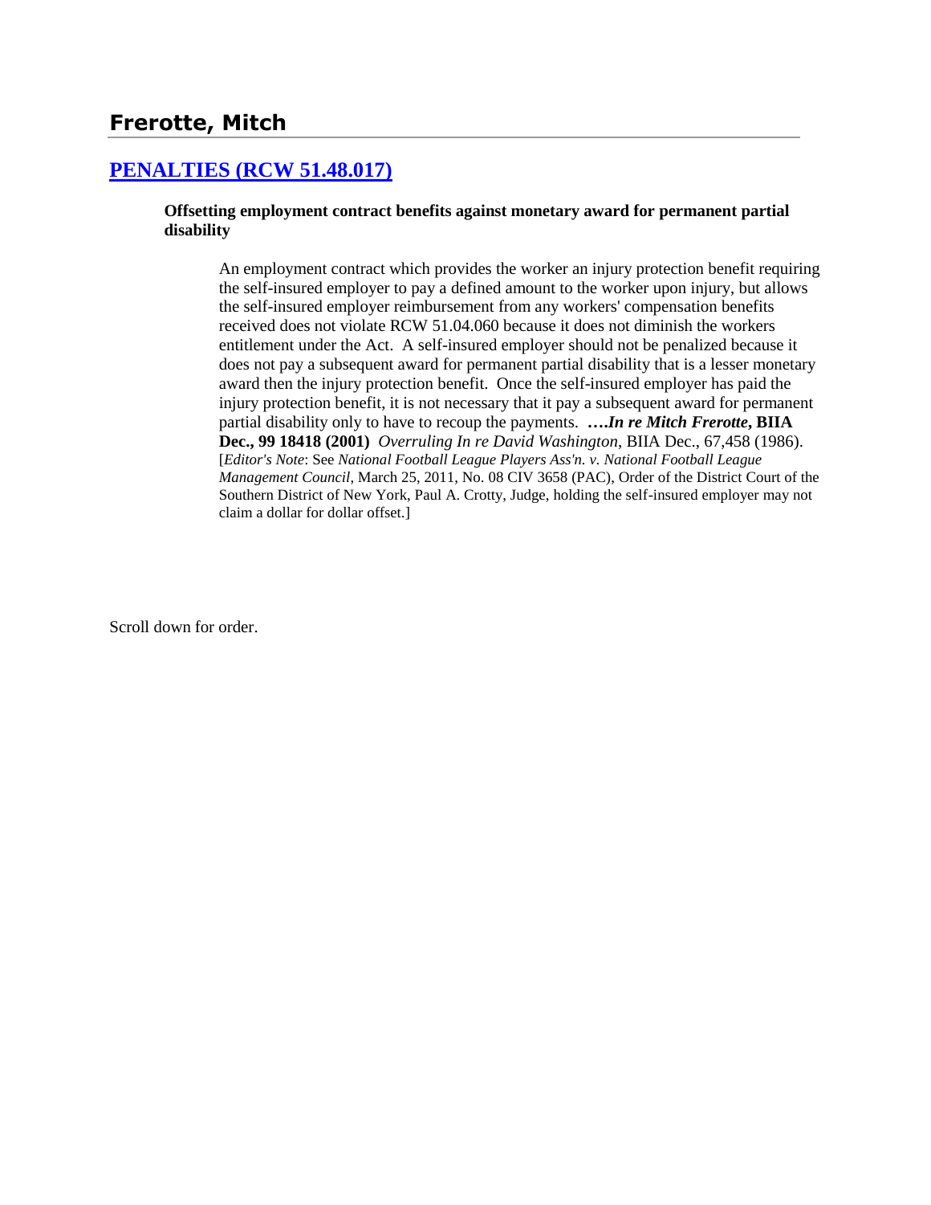## Frerotte, Mitch

### [PENALTIES (RCW 51.48.017)]

**Offsetting employment contract benefits against monetary award for permanent partial disability**

> An employment contract which provides the worker an injury protection benefit requiring the self-insured employer to pay a defined amount to the worker upon injury, but allows the self-insured employer reimbursement from any workers' compensation benefits received does not violate RCW 51.04.060 because it does not diminish the workers entitlement under the Act. A self-insured employer should not be penalized because it does not pay a subsequent award for permanent partial disability that is a lesser monetary award then the injury protection benefit. Once the self-insured employer has paid the injury protection benefit, it is not necessary that it pay a subsequent award for permanent partial disability only to have to recoup the payments. **….*In re Mitch Frerotte*, BIIA Dec., 99 18418 (2001)** *Overruling In re David Washington*, BIIA Dec., 67,458 (1986). [*Editor's Note*: See *National Football League Players Ass'n. v. National Football League Management Council*, March 25, 2011, No. 08 CIV 3658 (PAC), Order of the District Court of the Southern District of New York, Paul A. Crotty, Judge, holding the self-insured employer may not claim a dollar for dollar offset.]

Scroll down for order.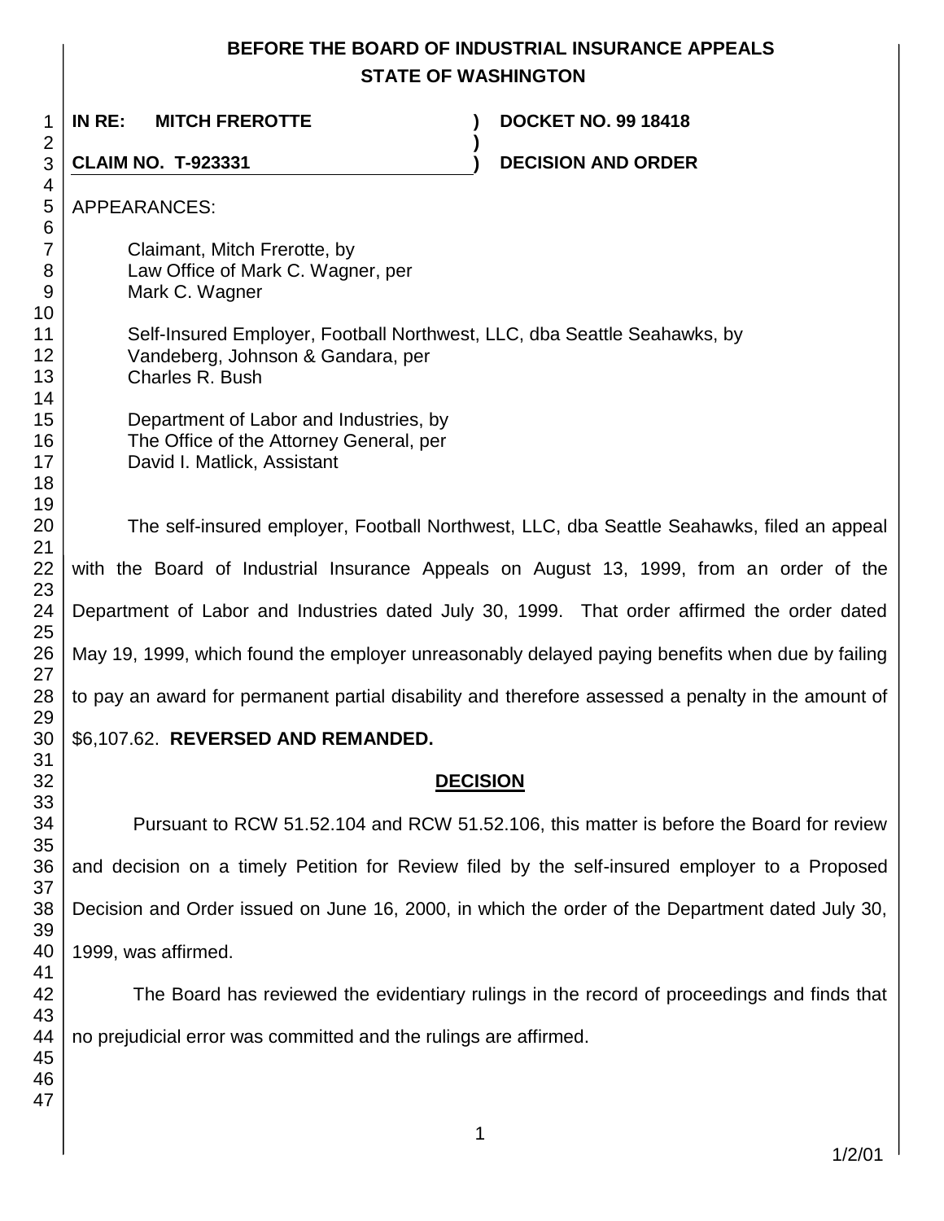# BEFORE THE BOARD OF INDUSTRIAL INSURANCE APPEALS
# STATE OF WASHINGTON

**IN RE: MITCH FREROTTE** ) **DOCKET NO. 99 18418**

**CLAIM NO. T-923331** ) **DECISION AND ORDER**

APPEARANCES:

Claimant, Mitch Frerotte, by
Law Office of Mark C. Wagner, per
Mark C. Wagner

Self-Insured Employer, Football Northwest, LLC, dba Seattle Seahawks, by
Vandeberg, Johnson & Gandara, per
Charles R. Bush

Department of Labor and Industries, by
The Office of the Attorney General, per
David I. Matlick, Assistant

The self-insured employer, Football Northwest, LLC, dba Seattle Seahawks, filed an appeal with the Board of Industrial Insurance Appeals on August 13, 1999, from an order of the Department of Labor and Industries dated July 30, 1999. That order affirmed the order dated May 19, 1999, which found the employer unreasonably delayed paying benefits when due by failing to pay an award for permanent partial disability and therefore assessed a penalty in the amount of $6,107.62. **REVERSED AND REMANDED.**

## DECISION

Pursuant to RCW 51.52.104 and RCW 51.52.106, this matter is before the Board for review and decision on a timely Petition for Review filed by the self-insured employer to a Proposed Decision and Order issued on June 16, 2000, in which the order of the Department dated July 30, 1999, was affirmed.

The Board has reviewed the evidentiary rulings in the record of proceedings and finds that no prejudicial error was committed and the rulings are affirmed.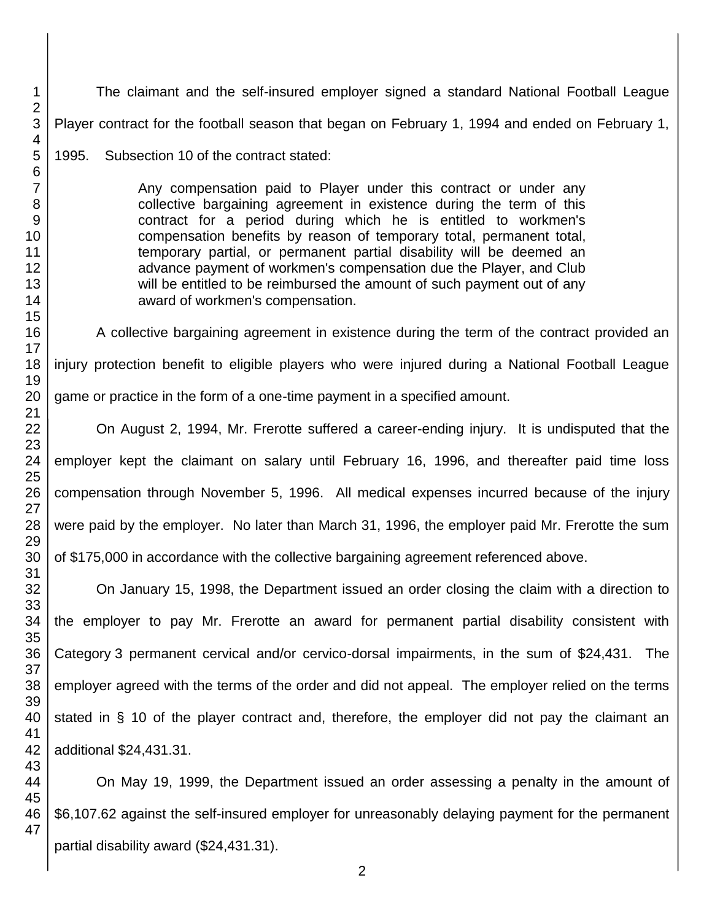The claimant and the self-insured employer signed a standard National Football League Player contract for the football season that began on February 1, 1994 and ended on February 1, 1995. Subsection 10 of the contract stated:

> Any compensation paid to Player under this contract or under any collective bargaining agreement in existence during the term of this contract for a period during which he is entitled to workmen's compensation benefits by reason of temporary total, permanent total, temporary partial, or permanent partial disability will be deemed an advance payment of workmen's compensation due the Player, and Club will be entitled to be reimbursed the amount of such payment out of any award of workmen's compensation.

A collective bargaining agreement in existence during the term of the contract provided an injury protection benefit to eligible players who were injured during a National Football League game or practice in the form of a one-time payment in a specified amount.

On August 2, 1994, Mr. Frerotte suffered a career-ending injury. It is undisputed that the employer kept the claimant on salary until February 16, 1996, and thereafter paid time loss compensation through November 5, 1996. All medical expenses incurred because of the injury were paid by the employer. No later than March 31, 1996, the employer paid Mr. Frerotte the sum of $175,000 in accordance with the collective bargaining agreement referenced above.

On January 15, 1998, the Department issued an order closing the claim with a direction to the employer to pay Mr. Frerotte an award for permanent partial disability consistent with Category 3 permanent cervical and/or cervico-dorsal impairments, in the sum of $24,431. The employer agreed with the terms of the order and did not appeal. The employer relied on the terms stated in § 10 of the player contract and, therefore, the employer did not pay the claimant an additional $24,431.31.

On May 19, 1999, the Department issued an order assessing a penalty in the amount of $6,107.62 against the self-insured employer for unreasonably delaying payment for the permanent partial disability award ($24,431.31).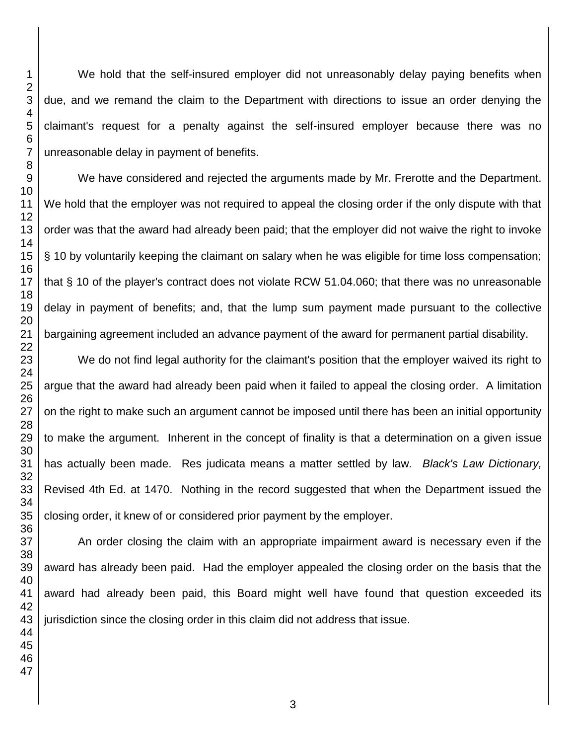We hold that the self-insured employer did not unreasonably delay paying benefits when due, and we remand the claim to the Department with directions to issue an order denying the claimant's request for a penalty against the self-insured employer because there was no unreasonable delay in payment of benefits.

We have considered and rejected the arguments made by Mr. Frerotte and the Department. We hold that the employer was not required to appeal the closing order if the only dispute with that order was that the award had already been paid; that the employer did not waive the right to invoke § 10 by voluntarily keeping the claimant on salary when he was eligible for time loss compensation; that § 10 of the player's contract does not violate RCW 51.04.060; that there was no unreasonable delay in payment of benefits; and, that the lump sum payment made pursuant to the collective bargaining agreement included an advance payment of the award for permanent partial disability.

We do not find legal authority for the claimant's position that the employer waived its right to argue that the award had already been paid when it failed to appeal the closing order. A limitation on the right to make such an argument cannot be imposed until there has been an initial opportunity to make the argument. Inherent in the concept of finality is that a determination on a given issue has actually been made. Res judicata means a matter settled by law. *Black's Law Dictionary,* Revised 4th Ed. at 1470. Nothing in the record suggested that when the Department issued the closing order, it knew of or considered prior payment by the employer.

An order closing the claim with an appropriate impairment award is necessary even if the award has already been paid. Had the employer appealed the closing order on the basis that the award had already been paid, this Board might well have found that question exceeded its jurisdiction since the closing order in this claim did not address that issue.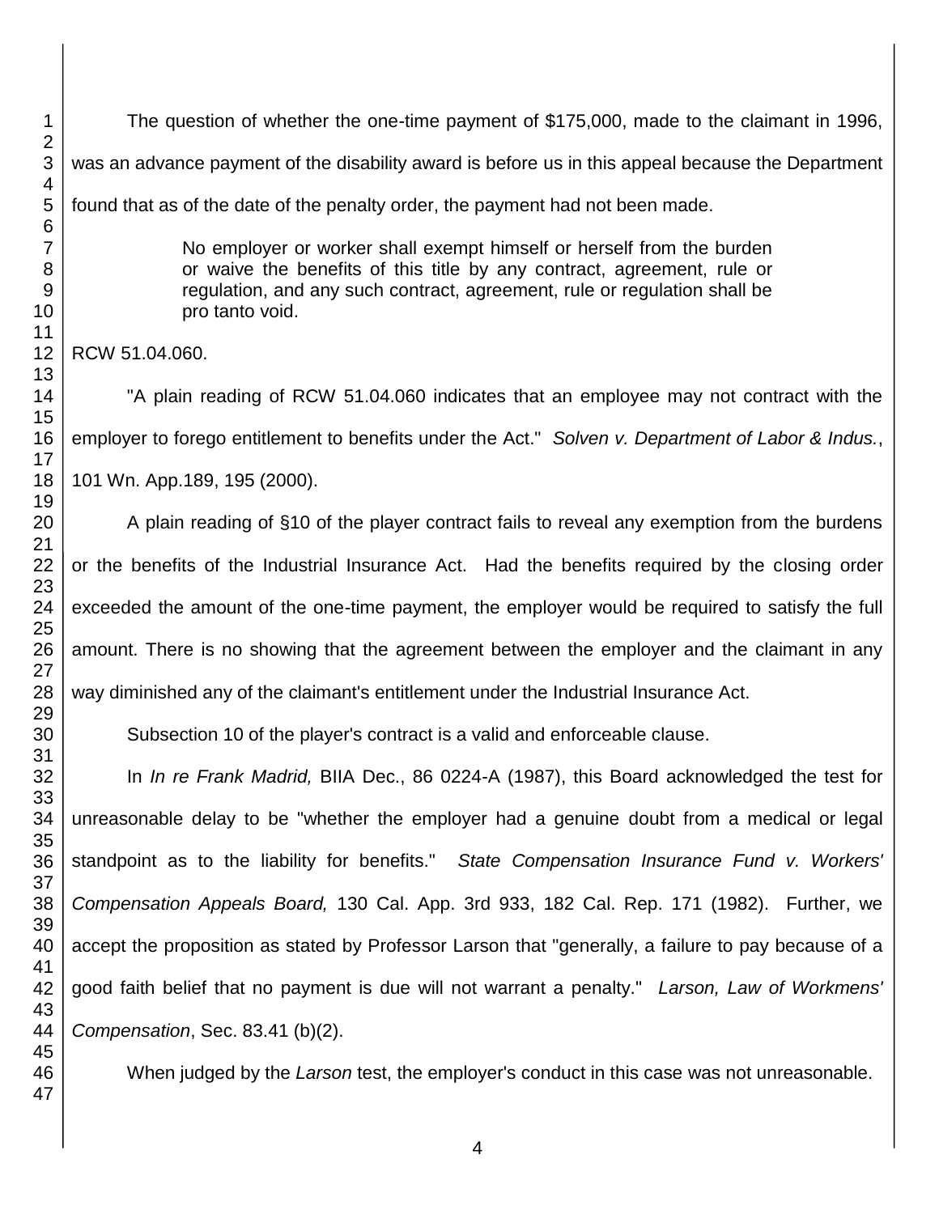The question of whether the one-time payment of $175,000, made to the claimant in 1996, was an advance payment of the disability award is before us in this appeal because the Department found that as of the date of the penalty order, the payment had not been made.

> No employer or worker shall exempt himself or herself from the burden or waive the benefits of this title by any contract, agreement, rule or regulation, and any such contract, agreement, rule or regulation shall be pro tanto void.

RCW 51.04.060.

"A plain reading of RCW 51.04.060 indicates that an employee may not contract with the employer to forego entitlement to benefits under the Act." *Solven v. Department of Labor & Indus.*, 101 Wn. App.189, 195 (2000).

A plain reading of §10 of the player contract fails to reveal any exemption from the burdens or the benefits of the Industrial Insurance Act. Had the benefits required by the closing order exceeded the amount of the one-time payment, the employer would be required to satisfy the full amount. There is no showing that the agreement between the employer and the claimant in any way diminished any of the claimant's entitlement under the Industrial Insurance Act.

Subsection 10 of the player's contract is a valid and enforceable clause.

In *In re Frank Madrid,* BIIA Dec., 86 0224-A (1987), this Board acknowledged the test for unreasonable delay to be "whether the employer had a genuine doubt from a medical or legal standpoint as to the liability for benefits." *State Compensation Insurance Fund v. Workers' Compensation Appeals Board,* 130 Cal. App. 3rd 933, 182 Cal. Rep. 171 (1982). Further, we accept the proposition as stated by Professor Larson that "generally, a failure to pay because of a good faith belief that no payment is due will not warrant a penalty." *Larson, Law of Workmens' Compensation*, Sec. 83.41 (b)(2).

When judged by the *Larson* test, the employer's conduct in this case was not unreasonable.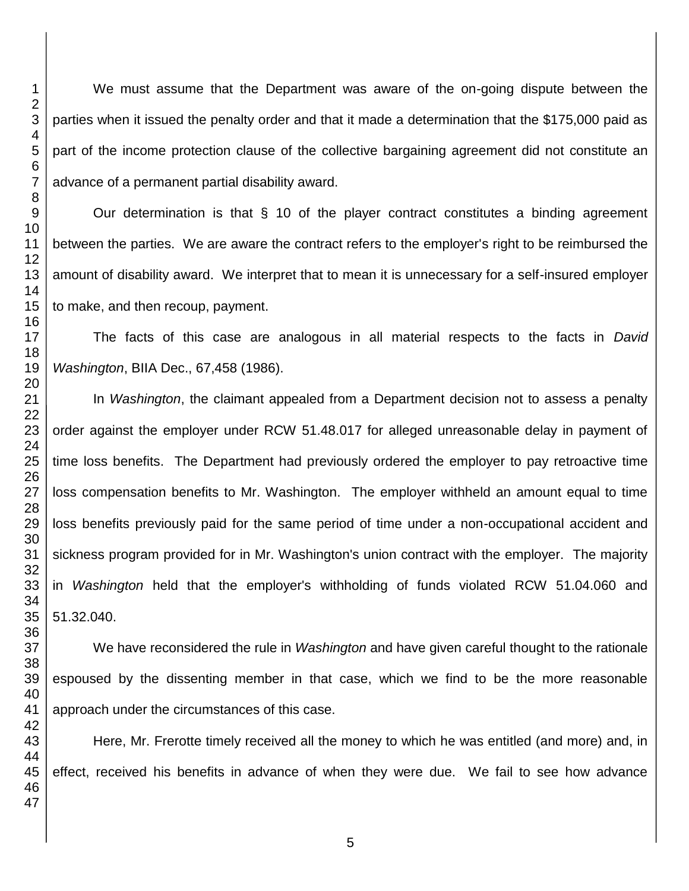We must assume that the Department was aware of the on-going dispute between the parties when it issued the penalty order and that it made a determination that the $175,000 paid as part of the income protection clause of the collective bargaining agreement did not constitute an advance of a permanent partial disability award.

Our determination is that § 10 of the player contract constitutes a binding agreement between the parties. We are aware the contract refers to the employer's right to be reimbursed the amount of disability award. We interpret that to mean it is unnecessary for a self-insured employer to make, and then recoup, payment.

The facts of this case are analogous in all material respects to the facts in *David Washington*, BIIA Dec., 67,458 (1986).

In *Washington*, the claimant appealed from a Department decision not to assess a penalty order against the employer under RCW 51.48.017 for alleged unreasonable delay in payment of time loss benefits. The Department had previously ordered the employer to pay retroactive time loss compensation benefits to Mr. Washington. The employer withheld an amount equal to time loss benefits previously paid for the same period of time under a non-occupational accident and sickness program provided for in Mr. Washington's union contract with the employer. The majority in *Washington* held that the employer's withholding of funds violated RCW 51.04.060 and 51.32.040.

We have reconsidered the rule in *Washington* and have given careful thought to the rationale espoused by the dissenting member in that case, which we find to be the more reasonable approach under the circumstances of this case.

Here, Mr. Frerotte timely received all the money to which he was entitled (and more) and, in effect, received his benefits in advance of when they were due. We fail to see how advance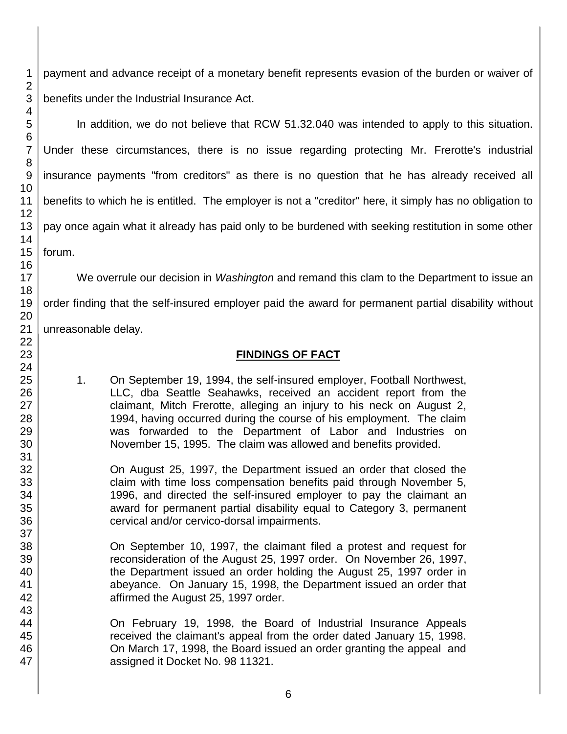payment and advance receipt of a monetary benefit represents evasion of the burden or waiver of benefits under the Industrial Insurance Act.

In addition, we do not believe that RCW 51.32.040 was intended to apply to this situation. Under these circumstances, there is no issue regarding protecting Mr. Frerotte's industrial insurance payments "from creditors" as there is no question that he has already received all benefits to which he is entitled. The employer is not a "creditor" here, it simply has no obligation to pay once again what it already has paid only to be burdened with seeking restitution in some other forum.

We overrule our decision in *Washington* and remand this clam to the Department to issue an order finding that the self-insured employer paid the award for permanent partial disability without unreasonable delay.

## FINDINGS OF FACT

1. On September 19, 1994, the self-insured employer, Football Northwest, LLC, dba Seattle Seahawks, received an accident report from the claimant, Mitch Frerotte, alleging an injury to his neck on August 2, 1994, having occurred during the course of his employment. The claim was forwarded to the Department of Labor and Industries on November 15, 1995. The claim was allowed and benefits provided.

   On August 25, 1997, the Department issued an order that closed the claim with time loss compensation benefits paid through November 5, 1996, and directed the self-insured employer to pay the claimant an award for permanent partial disability equal to Category 3, permanent cervical and/or cervico-dorsal impairments.

   On September 10, 1997, the claimant filed a protest and request for reconsideration of the August 25, 1997 order. On November 26, 1997, the Department issued an order holding the August 25, 1997 order in abeyance. On January 15, 1998, the Department issued an order that affirmed the August 25, 1997 order.

   On February 19, 1998, the Board of Industrial Insurance Appeals received the claimant's appeal from the order dated January 15, 1998. On March 17, 1998, the Board issued an order granting the appeal and assigned it Docket No. 98 11321.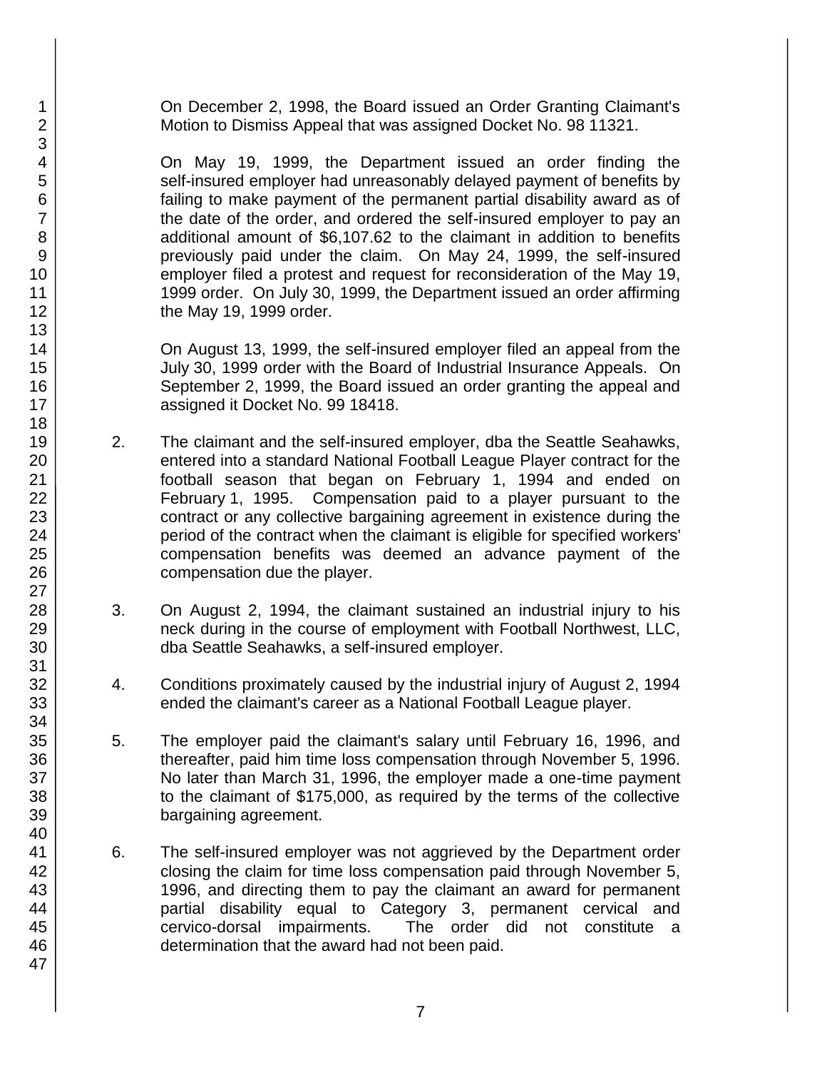On December 2, 1998, the Board issued an Order Granting Claimant's Motion to Dismiss Appeal that was assigned Docket No. 98 11321.

On May 19, 1999, the Department issued an order finding the self-insured employer had unreasonably delayed payment of benefits by failing to make payment of the permanent partial disability award as of the date of the order, and ordered the self-insured employer to pay an additional amount of $6,107.62 to the claimant in addition to benefits previously paid under the claim. On May 24, 1999, the self-insured employer filed a protest and request for reconsideration of the May 19, 1999 order. On July 30, 1999, the Department issued an order affirming the May 19, 1999 order.

On August 13, 1999, the self-insured employer filed an appeal from the July 30, 1999 order with the Board of Industrial Insurance Appeals. On September 2, 1999, the Board issued an order granting the appeal and assigned it Docket No. 99 18418.

2. The claimant and the self-insured employer, dba the Seattle Seahawks, entered into a standard National Football League Player contract for the football season that began on February 1, 1994 and ended on February 1, 1995. Compensation paid to a player pursuant to the contract or any collective bargaining agreement in existence during the period of the contract when the claimant is eligible for specified workers' compensation benefits was deemed an advance payment of the compensation due the player.

3. On August 2, 1994, the claimant sustained an industrial injury to his neck during in the course of employment with Football Northwest, LLC, dba Seattle Seahawks, a self-insured employer.

4. Conditions proximately caused by the industrial injury of August 2, 1994 ended the claimant's career as a National Football League player.

5. The employer paid the claimant's salary until February 16, 1996, and thereafter, paid him time loss compensation through November 5, 1996. No later than March 31, 1996, the employer made a one-time payment to the claimant of $175,000, as required by the terms of the collective bargaining agreement.

6. The self-insured employer was not aggrieved by the Department order closing the claim for time loss compensation paid through November 5, 1996, and directing them to pay the claimant an award for permanent partial disability equal to Category 3, permanent cervical and cervico-dorsal impairments. The order did not constitute a determination that the award had not been paid.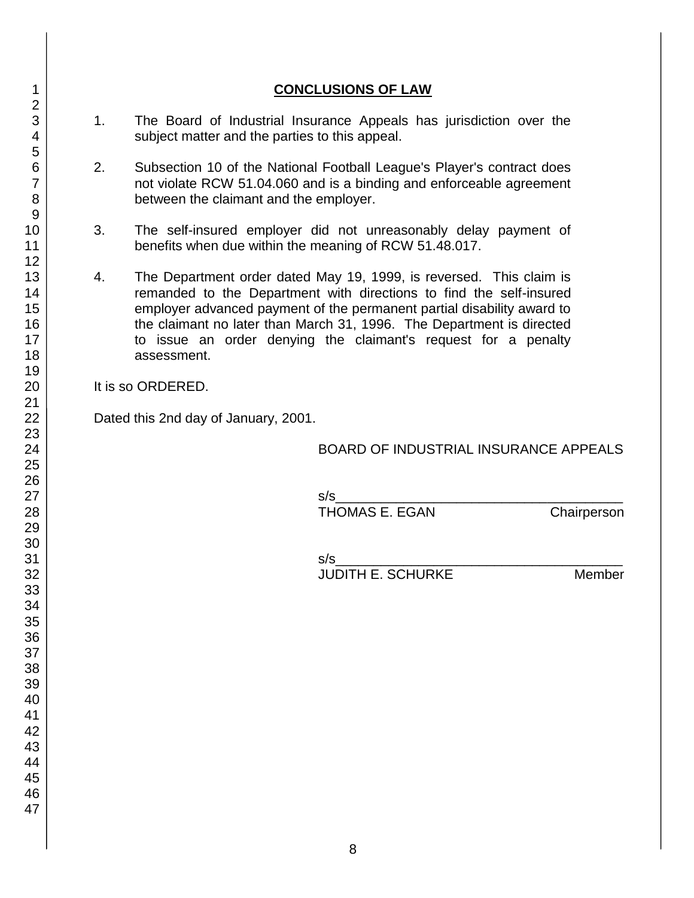## CONCLUSIONS OF LAW

1. The Board of Industrial Insurance Appeals has jurisdiction over the subject matter and the parties to this appeal.

2. Subsection 10 of the National Football League's Player's contract does not violate RCW 51.04.060 and is a binding and enforceable agreement between the claimant and the employer.

3. The self-insured employer did not unreasonably delay payment of benefits when due within the meaning of RCW 51.48.017.

4. The Department order dated May 19, 1999, is reversed. This claim is remanded to the Department with directions to find the self-insured employer advanced payment of the permanent partial disability award to the claimant no later than March 31, 1996. The Department is directed to issue an order denying the claimant's request for a penalty assessment.

It is so ORDERED.

Dated this 2nd day of January, 2001.

BOARD OF INDUSTRIAL INSURANCE APPEALS

s/s_______________________________________
THOMAS E. EGAN Chairperson

s/s_______________________________________
JUDITH E. SCHURKE Member